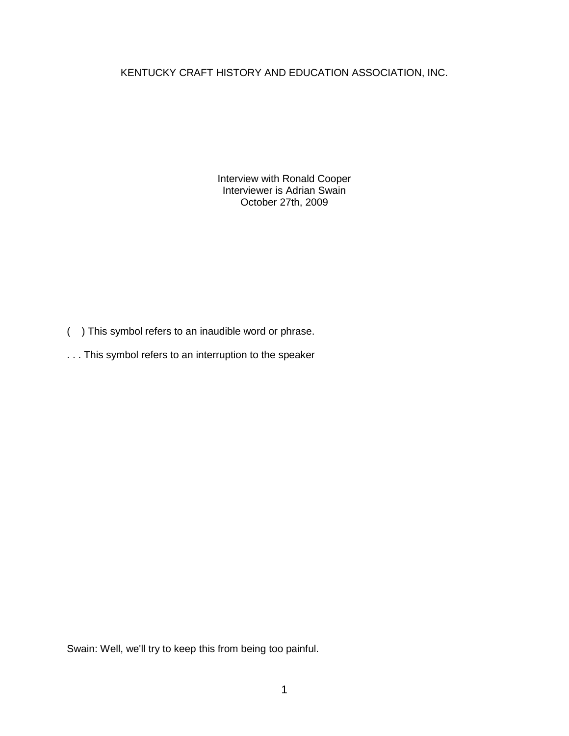KENTUCKY CRAFT HISTORY AND EDUCATION ASSOCIATION, INC.

Interview with Ronald Cooper
Interviewer is Adrian Swain
October 27th, 2009

( ) This symbol refers to an inaudible word or phrase.

. . . This symbol refers to an interruption to the speaker

Swain: Well, we'll try to keep this from being too painful.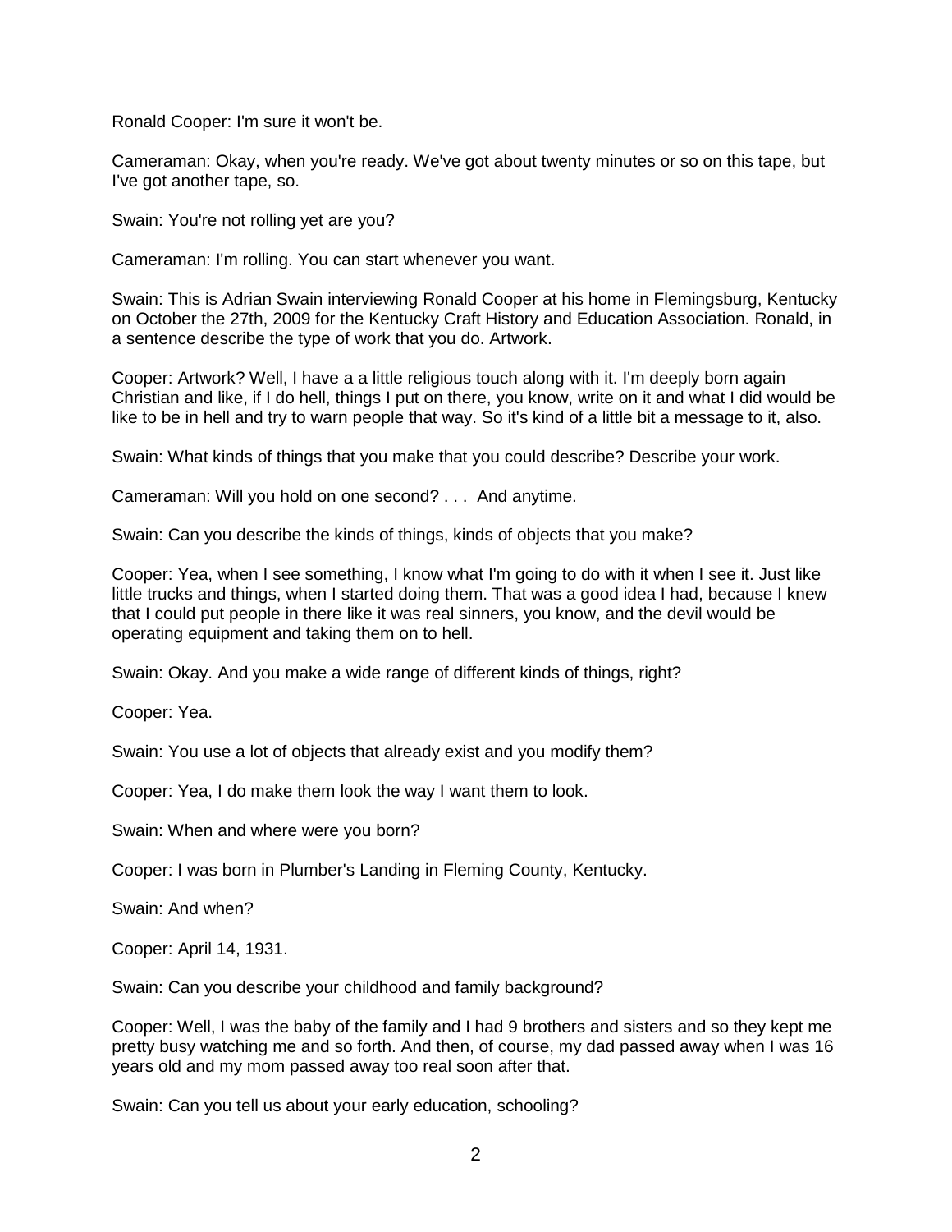Ronald Cooper: I'm sure it won't be.

Cameraman: Okay, when you're ready. We've got about twenty minutes or so on this tape, but I've got another tape, so.

Swain: You're not rolling yet are you?

Cameraman: I'm rolling. You can start whenever you want.

Swain: This is Adrian Swain interviewing Ronald Cooper at his home in Flemingsburg, Kentucky on October the 27th, 2009 for the Kentucky Craft History and Education Association. Ronald, in a sentence describe the type of work that you do. Artwork.

Cooper: Artwork? Well, I have a a little religious touch along with it. I'm deeply born again Christian and like, if I do hell, things I put on there, you know, write on it and what I did would be like to be in hell and try to warn people that way. So it's kind of a little bit a message to it, also.

Swain: What kinds of things that you make that you could describe? Describe your work.

Cameraman: Will you hold on one second? . . . And anytime.

Swain: Can you describe the kinds of things, kinds of objects that you make?

Cooper: Yea, when I see something, I know what I'm going to do with it when I see it. Just like little trucks and things, when I started doing them. That was a good idea I had, because I knew that I could put people in there like it was real sinners, you know, and the devil would be operating equipment and taking them on to hell.

Swain: Okay. And you make a wide range of different kinds of things, right?

Cooper: Yea.

Swain: You use a lot of objects that already exist and you modify them?

Cooper: Yea, I do make them look the way I want them to look.

Swain: When and where were you born?

Cooper: I was born in Plumber's Landing in Fleming County, Kentucky.

Swain: And when?

Cooper: April 14, 1931.

Swain: Can you describe your childhood and family background?

Cooper: Well, I was the baby of the family and I had 9 brothers and sisters and so they kept me pretty busy watching me and so forth. And then, of course, my dad passed away when I was 16 years old and my mom passed away too real soon after that.

Swain: Can you tell us about your early education, schooling?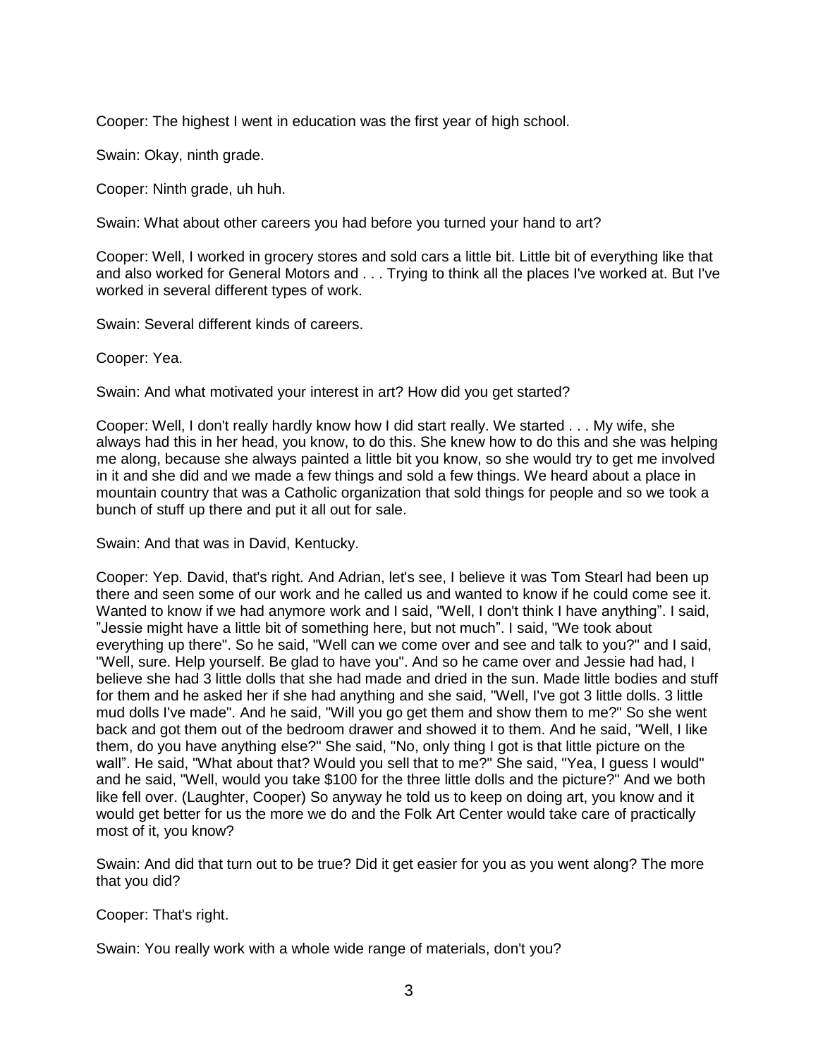Cooper: The highest I went in education was the first year of high school.

Swain: Okay, ninth grade.

Cooper: Ninth grade, uh huh.

Swain: What about other careers you had before you turned your hand to art?

Cooper: Well, I worked in grocery stores and sold cars a little bit. Little bit of everything like that and also worked for General Motors and . . . Trying to think all the places I've worked at. But I've worked in several different types of work.

Swain: Several different kinds of careers.

Cooper: Yea.

Swain: And what motivated your interest in art? How did you get started?

Cooper: Well, I don't really hardly know how I did start really. We started . . . My wife, she always had this in her head, you know, to do this. She knew how to do this and she was helping me along, because she always painted a little bit you know, so she would try to get me involved in it and she did and we made a few things and sold a few things. We heard about a place in mountain country that was a Catholic organization that sold things for people and so we took a bunch of stuff up there and put it all out for sale.

Swain: And that was in David, Kentucky.

Cooper: Yep. David, that's right. And Adrian, let's see, I believe it was Tom Stearl had been up there and seen some of our work and he called us and wanted to know if he could come see it. Wanted to know if we had anymore work and I said, "Well, I don't think I have anything". I said, "Jessie might have a little bit of something here, but not much". I said, "We took about everything up there". So he said, "Well can we come over and see and talk to you?" and I said, "Well, sure. Help yourself. Be glad to have you". And so he came over and Jessie had had, I believe she had 3 little dolls that she had made and dried in the sun. Made little bodies and stuff for them and he asked her if she had anything and she said, "Well, I've got 3 little dolls. 3 little mud dolls I've made". And he said, "Will you go get them and show them to me?" So she went back and got them out of the bedroom drawer and showed it to them. And he said, "Well, I like them, do you have anything else?" She said, "No, only thing I got is that little picture on the wall". He said, "What about that? Would you sell that to me?" She said, "Yea, I guess I would" and he said, "Well, would you take $100 for the three little dolls and the picture?" And we both like fell over. (Laughter, Cooper) So anyway he told us to keep on doing art, you know and it would get better for us the more we do and the Folk Art Center would take care of practically most of it, you know?

Swain: And did that turn out to be true? Did it get easier for you as you went along? The more that you did?

Cooper: That's right.

Swain: You really work with a whole wide range of materials, don't you?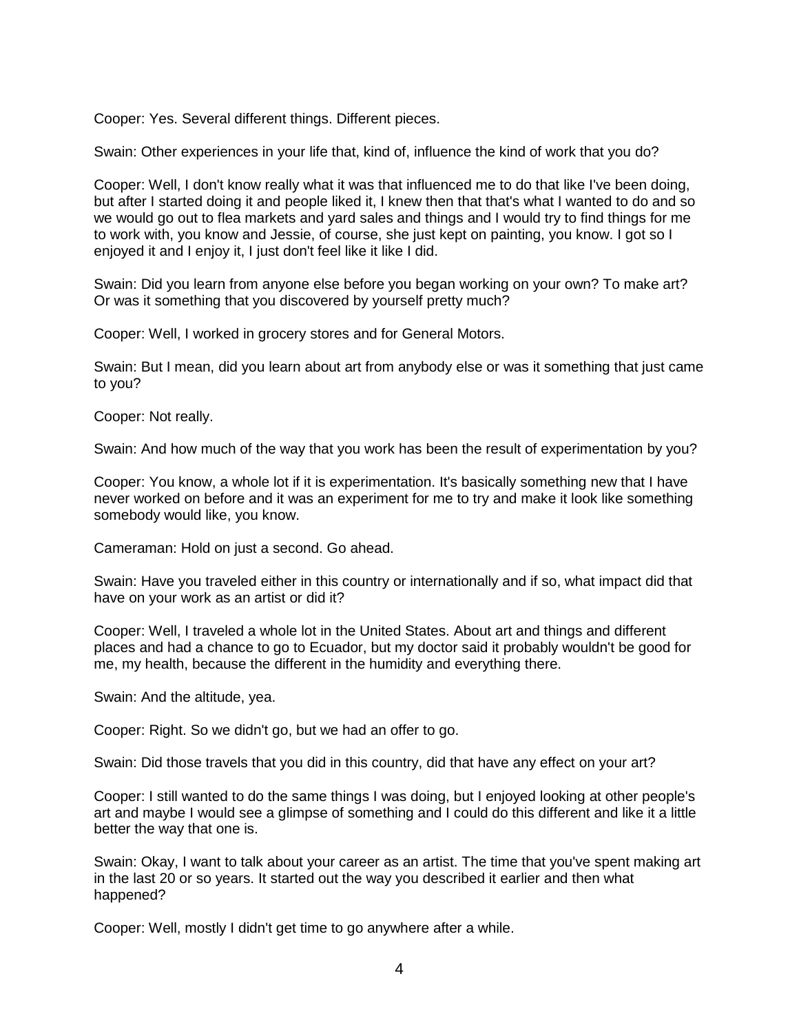Cooper: Yes. Several different things. Different pieces.

Swain: Other experiences in your life that, kind of, influence the kind of work that you do?

Cooper: Well, I don't know really what it was that influenced me to do that like I've been doing, but after I started doing it and people liked it, I knew then that that's what I wanted to do and so we would go out to flea markets and yard sales and things and I would try to find things for me to work with, you know and Jessie, of course, she just kept on painting, you know. I got so I enjoyed it and I enjoy it, I just don't feel like it like I did.

Swain: Did you learn from anyone else before you began working on your own? To make art? Or was it something that you discovered by yourself pretty much?

Cooper: Well, I worked in grocery stores and for General Motors.

Swain: But I mean, did you learn about art from anybody else or was it something that just came to you?

Cooper: Not really.

Swain: And how much of the way that you work has been the result of experimentation by you?

Cooper: You know, a whole lot if it is experimentation. It's basically something new that I have never worked on before and it was an experiment for me to try and make it look like something somebody would like, you know.

Cameraman: Hold on just a second. Go ahead.

Swain: Have you traveled either in this country or internationally and if so, what impact did that have on your work as an artist or did it?

Cooper: Well, I traveled a whole lot in the United States. About art and things and different places and had a chance to go to Ecuador, but my doctor said it probably wouldn't be good for me, my health, because the different in the humidity and everything there.

Swain: And the altitude, yea.

Cooper: Right. So we didn't go, but we had an offer to go.

Swain: Did those travels that you did in this country, did that have any effect on your art?

Cooper: I still wanted to do the same things I was doing, but I enjoyed looking at other people's art and maybe I would see a glimpse of something and I could do this different and like it a little better the way that one is.

Swain: Okay, I want to talk about your career as an artist. The time that you've spent making art in the last 20 or so years. It started out the way you described it earlier and then what happened?

Cooper: Well, mostly I didn't get time to go anywhere after a while.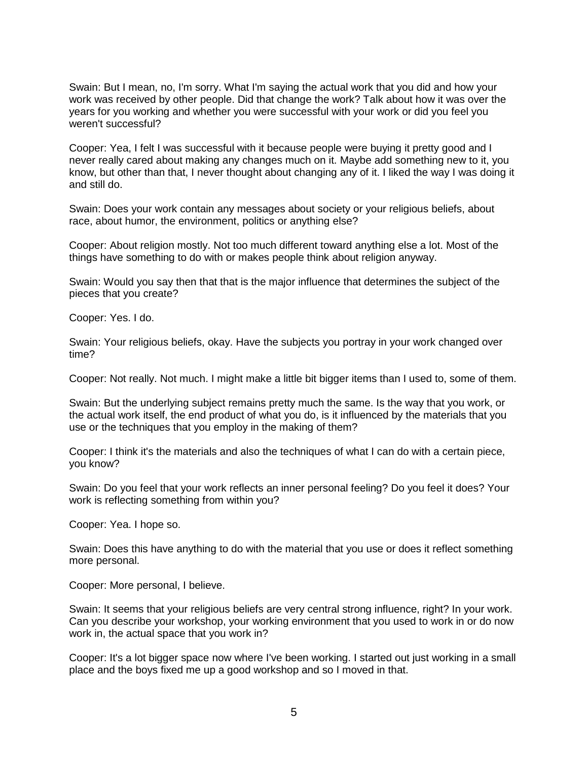Swain: But I mean, no, I'm sorry. What I'm saying the actual work that you did and how your work was received by other people. Did that change the work? Talk about how it was over the years for you working and whether you were successful with your work or did you feel you weren't successful?

Cooper: Yea, I felt I was successful with it because people were buying it pretty good and I never really cared about making any changes much on it. Maybe add something new to it, you know, but other than that, I never thought about changing any of it. I liked the way I was doing it and still do.

Swain: Does your work contain any messages about society or your religious beliefs, about race, about humor, the environment, politics or anything else?

Cooper: About religion mostly. Not too much different toward anything else a lot. Most of the things have something to do with or makes people think about religion anyway.

Swain: Would you say then that that is the major influence that determines the subject of the pieces that you create?

Cooper: Yes. I do.

Swain: Your religious beliefs, okay. Have the subjects you portray in your work changed over time?

Cooper: Not really. Not much. I might make a little bit bigger items than I used to, some of them.

Swain: But the underlying subject remains pretty much the same. Is the way that you work, or the actual work itself, the end product of what you do, is it influenced by the materials that you use or the techniques that you employ in the making of them?

Cooper: I think it's the materials and also the techniques of what I can do with a certain piece, you know?

Swain: Do you feel that your work reflects an inner personal feeling? Do you feel it does? Your work is reflecting something from within you?

Cooper: Yea. I hope so.

Swain: Does this have anything to do with the material that you use or does it reflect something more personal.

Cooper: More personal, I believe.

Swain: It seems that your religious beliefs are very central strong influence, right? In your work. Can you describe your workshop, your working environment that you used to work in or do now work in, the actual space that you work in?

Cooper: It's a lot bigger space now where I've been working. I started out just working in a small place and the boys fixed me up a good workshop and so I moved in that.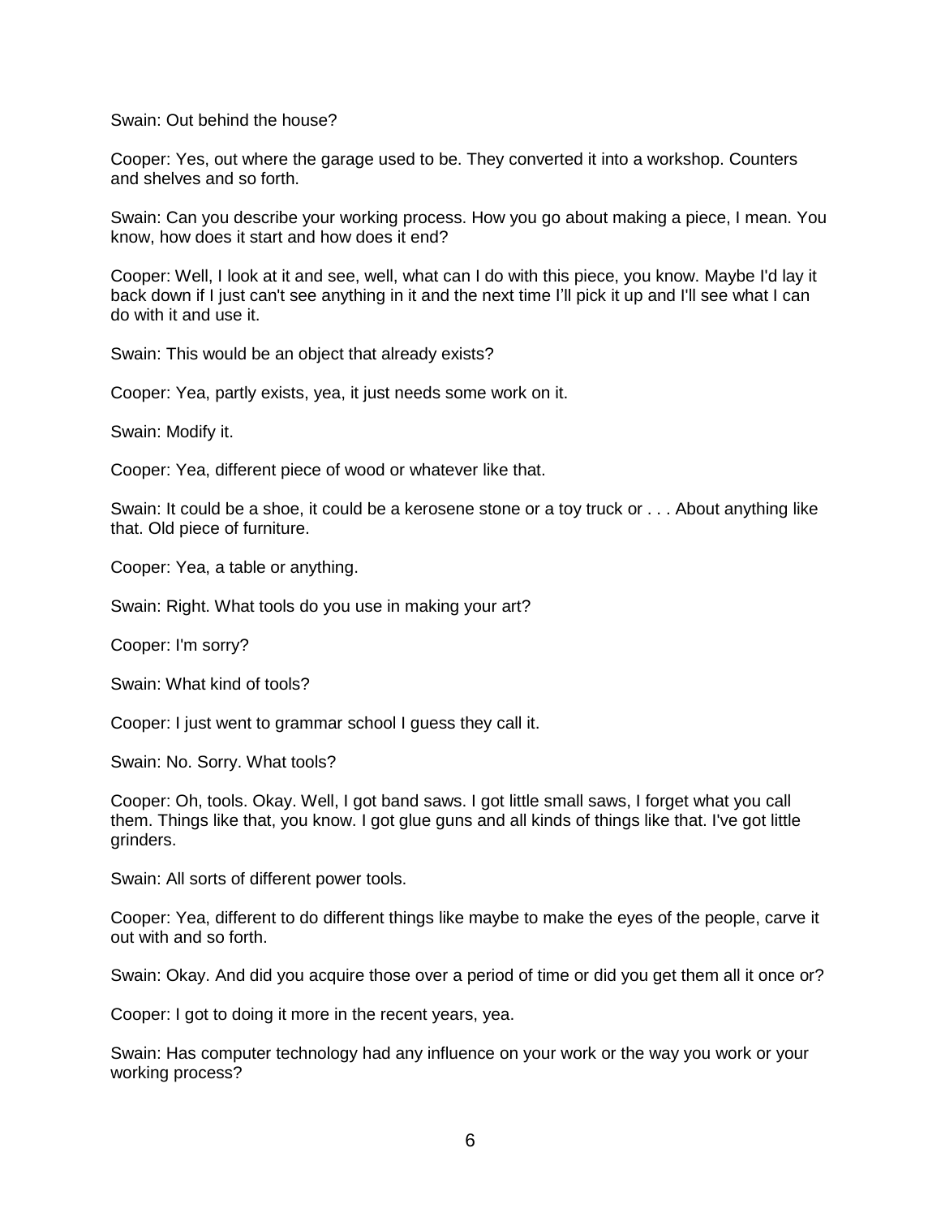Swain: Out behind the house?

Cooper: Yes, out where the garage used to be. They converted it into a workshop. Counters and shelves and so forth.

Swain: Can you describe your working process. How you go about making a piece, I mean. You know, how does it start and how does it end?

Cooper: Well, I look at it and see, well, what can I do with this piece, you know. Maybe I'd lay it back down if I just can't see anything in it and the next time I'll pick it up and I'll see what I can do with it and use it.

Swain: This would be an object that already exists?

Cooper: Yea, partly exists, yea, it just needs some work on it.

Swain: Modify it.

Cooper: Yea, different piece of wood or whatever like that.

Swain: It could be a shoe, it could be a kerosene stone or a toy truck or . . . About anything like that. Old piece of furniture.

Cooper: Yea, a table or anything.

Swain: Right. What tools do you use in making your art?

Cooper: I'm sorry?

Swain: What kind of tools?

Cooper: I just went to grammar school I guess they call it.

Swain: No. Sorry. What tools?

Cooper: Oh, tools. Okay. Well, I got band saws. I got little small saws, I forget what you call them. Things like that, you know. I got glue guns and all kinds of things like that. I've got little grinders.

Swain: All sorts of different power tools.

Cooper: Yea, different to do different things like maybe to make the eyes of the people, carve it out with and so forth.

Swain: Okay. And did you acquire those over a period of time or did you get them all it once or?

Cooper: I got to doing it more in the recent years, yea.

Swain: Has computer technology had any influence on your work or the way you work or your working process?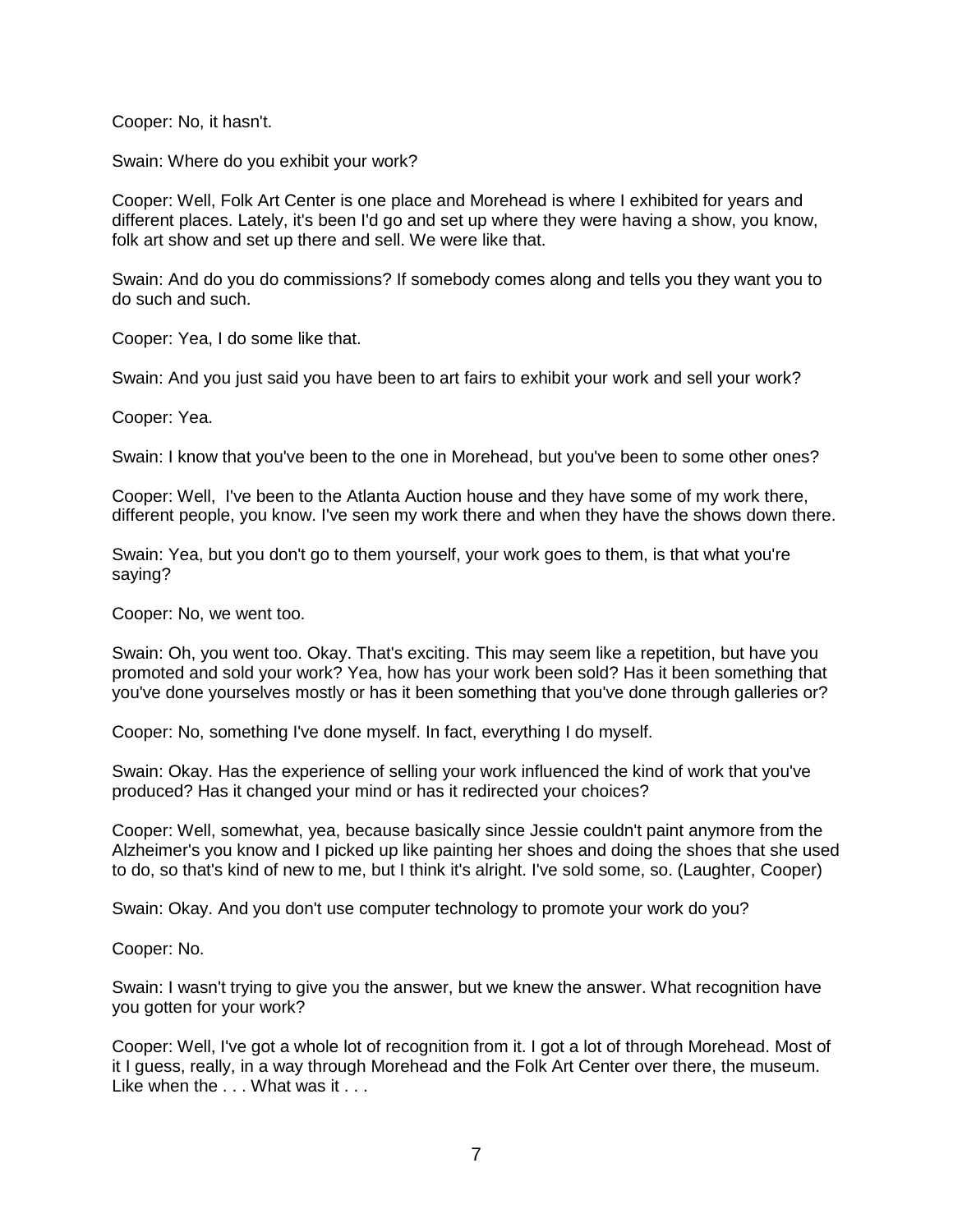Cooper: No, it hasn't.

Swain: Where do you exhibit your work?

Cooper: Well, Folk Art Center is one place and Morehead is where I exhibited for years and different places. Lately, it's been I'd go and set up where they were having a show, you know, folk art show and set up there and sell. We were like that.

Swain: And do you do commissions? If somebody comes along and tells you they want you to do such and such.

Cooper: Yea, I do some like that.

Swain: And you just said you have been to art fairs to exhibit your work and sell your work?

Cooper: Yea.

Swain: I know that you've been to the one in Morehead, but you've been to some other ones?

Cooper: Well, I've been to the Atlanta Auction house and they have some of my work there, different people, you know. I've seen my work there and when they have the shows down there.

Swain: Yea, but you don't go to them yourself, your work goes to them, is that what you're saying?

Cooper: No, we went too.

Swain: Oh, you went too. Okay. That's exciting. This may seem like a repetition, but have you promoted and sold your work? Yea, how has your work been sold? Has it been something that you've done yourselves mostly or has it been something that you've done through galleries or?

Cooper: No, something I've done myself. In fact, everything I do myself.

Swain: Okay. Has the experience of selling your work influenced the kind of work that you've produced? Has it changed your mind or has it redirected your choices?

Cooper: Well, somewhat, yea, because basically since Jessie couldn't paint anymore from the Alzheimer's you know and I picked up like painting her shoes and doing the shoes that she used to do, so that's kind of new to me, but I think it's alright. I've sold some, so. (Laughter, Cooper)

Swain: Okay. And you don't use computer technology to promote your work do you?

Cooper: No.

Swain: I wasn't trying to give you the answer, but we knew the answer. What recognition have you gotten for your work?

Cooper: Well, I've got a whole lot of recognition from it. I got a lot of through Morehead. Most of it I guess, really, in a way through Morehead and the Folk Art Center over there, the museum. Like when the . . . What was it . . .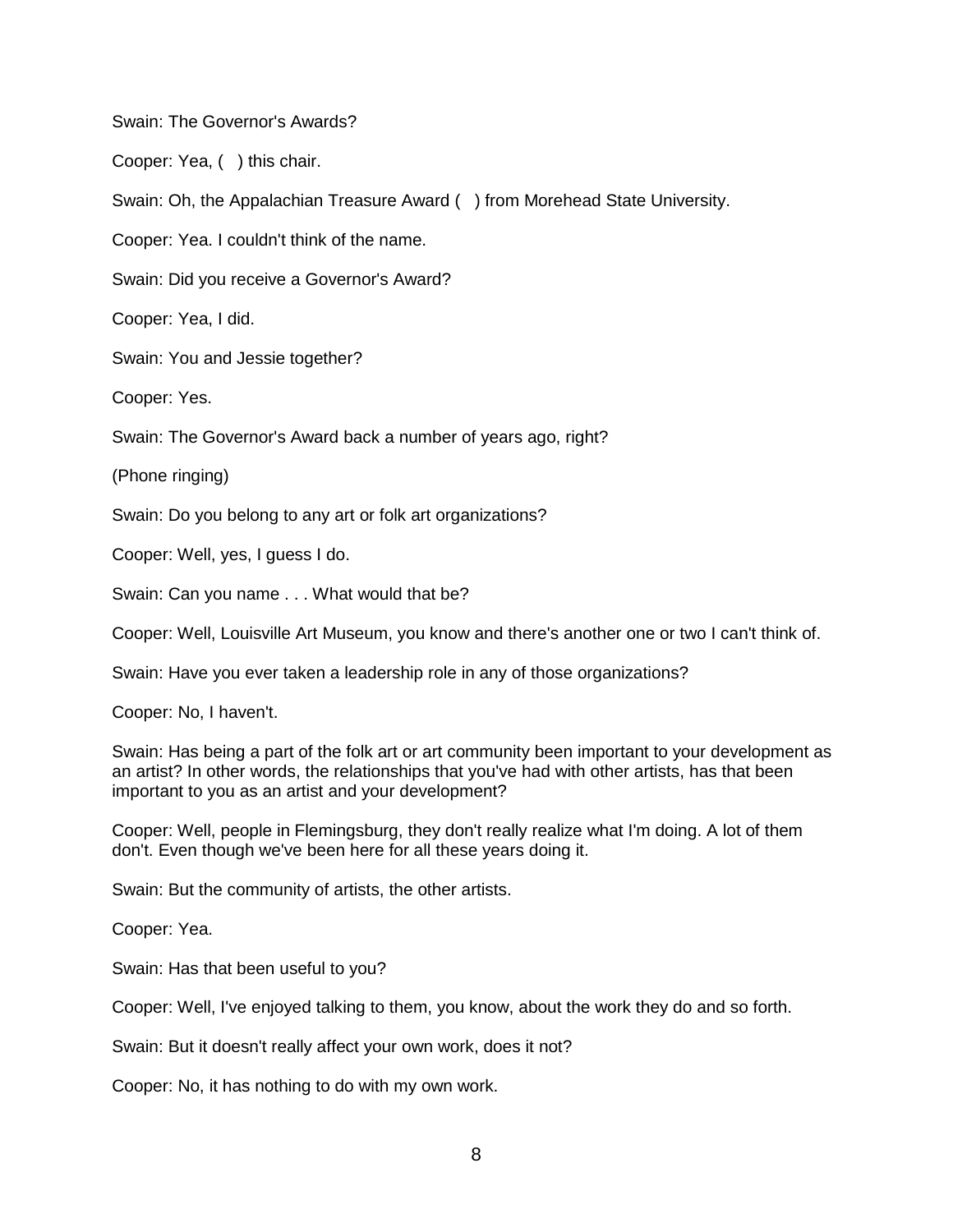Swain: The Governor's Awards?

Cooper: Yea, (  ) this chair.

Swain: Oh, the Appalachian Treasure Award (  ) from Morehead State University.

Cooper: Yea. I couldn't think of the name.

Swain: Did you receive a Governor's Award?

Cooper: Yea, I did.

Swain: You and Jessie together?

Cooper: Yes.

Swain: The Governor's Award back a number of years ago, right?

(Phone ringing)

Swain: Do you belong to any art or folk art organizations?

Cooper: Well, yes, I guess I do.

Swain: Can you name . . . What would that be?

Cooper: Well, Louisville Art Museum, you know and there's another one or two I can't think of.

Swain: Have you ever taken a leadership role in any of those organizations?

Cooper: No, I haven't.

Swain: Has being a part of the folk art or art community been important to your development as an artist? In other words, the relationships that you've had with other artists, has that been important to you as an artist and your development?

Cooper: Well, people in Flemingsburg, they don't really realize what I'm doing. A lot of them don't. Even though we've been here for all these years doing it.

Swain: But the community of artists, the other artists.

Cooper: Yea.

Swain: Has that been useful to you?

Cooper: Well, I've enjoyed talking to them, you know, about the work they do and so forth.

Swain: But it doesn't really affect your own work, does it not?

Cooper: No, it has nothing to do with my own work.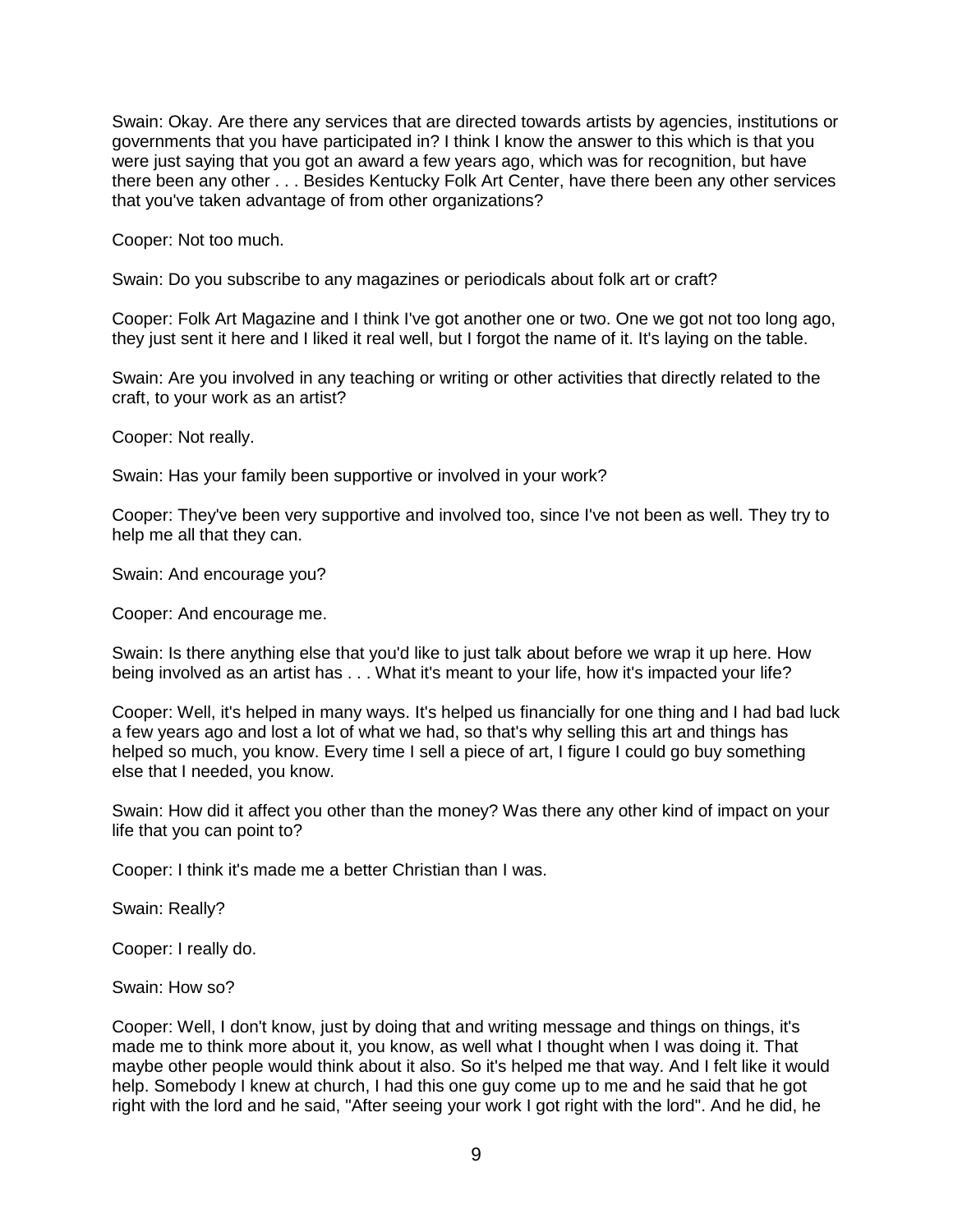Swain: Okay. Are there any services that are directed towards artists by agencies, institutions or governments that you have participated in? I think I know the answer to this which is that you were just saying that you got an award a few years ago, which was for recognition, but have there been any other . . . Besides Kentucky Folk Art Center, have there been any other services that you've taken advantage of from other organizations?

Cooper: Not too much.

Swain: Do you subscribe to any magazines or periodicals about folk art or craft?

Cooper: Folk Art Magazine and I think I've got another one or two. One we got not too long ago, they just sent it here and I liked it real well, but I forgot the name of it. It's laying on the table.

Swain: Are you involved in any teaching or writing or other activities that directly related to the craft, to your work as an artist?

Cooper: Not really.

Swain: Has your family been supportive or involved in your work?

Cooper: They've been very supportive and involved too, since I've not been as well. They try to help me all that they can.

Swain: And encourage you?

Cooper: And encourage me.

Swain: Is there anything else that you'd like to just talk about before we wrap it up here. How being involved as an artist has . . . What it's meant to your life, how it's impacted your life?

Cooper: Well, it's helped in many ways. It's helped us financially for one thing and I had bad luck a few years ago and lost a lot of what we had, so that's why selling this art and things has helped so much, you know. Every time I sell a piece of art, I figure I could go buy something else that I needed, you know.

Swain: How did it affect you other than the money? Was there any other kind of impact on your life that you can point to?

Cooper: I think it's made me a better Christian than I was.

Swain: Really?

Cooper: I really do.

Swain: How so?

Cooper: Well, I don't know, just by doing that and writing message and things on things, it's made me to think more about it, you know, as well what I thought when I was doing it. That maybe other people would think about it also. So it's helped me that way. And I felt like it would help. Somebody I knew at church, I had this one guy come up to me and he said that he got right with the lord and he said, "After seeing your work I got right with the lord". And he did, he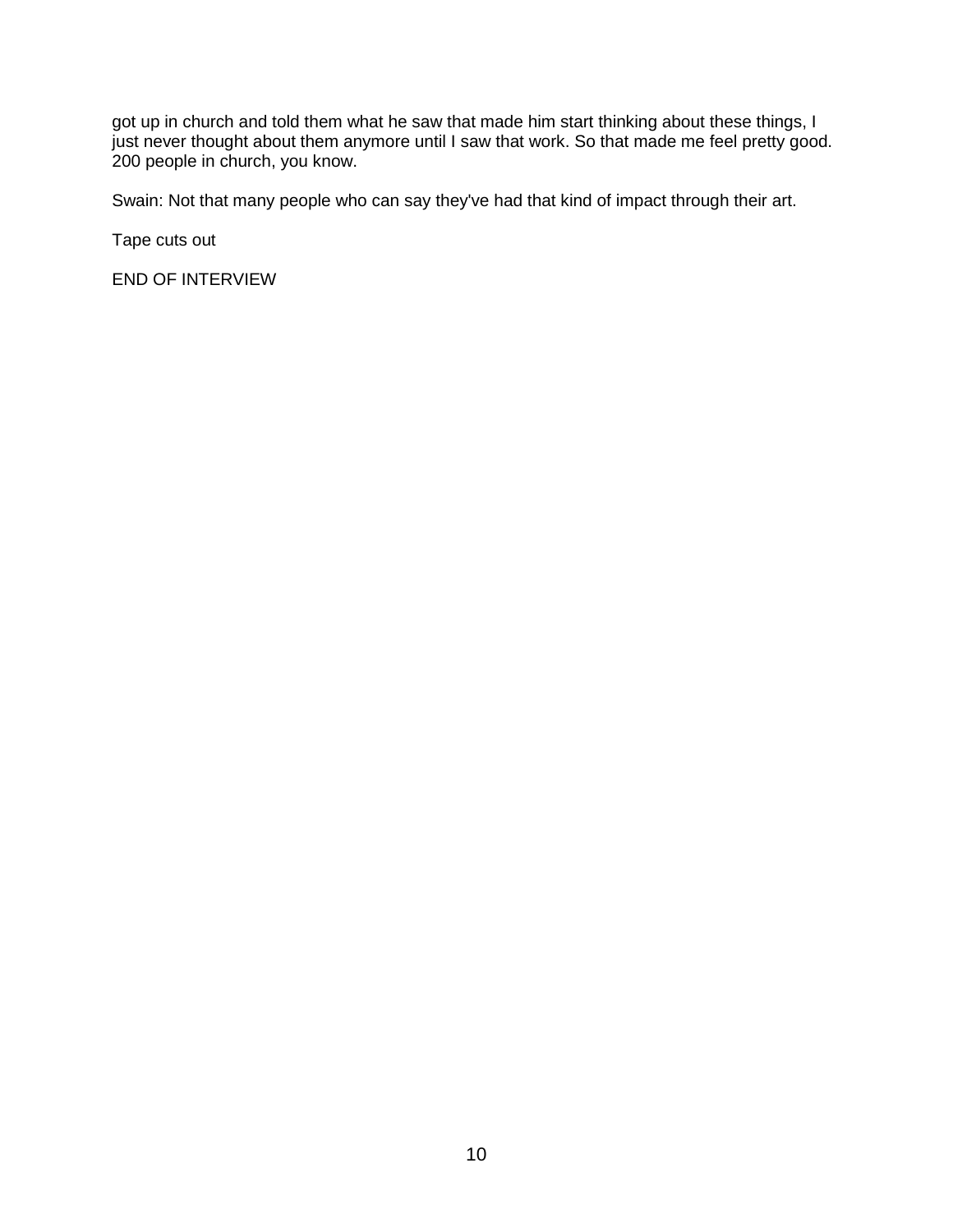got up in church and told them what he saw that made him start thinking about these things, I just never thought about them anymore until I saw that work. So that made me feel pretty good. 200 people in church, you know.

Swain: Not that many people who can say they've had that kind of impact through their art.

Tape cuts out

END OF INTERVIEW